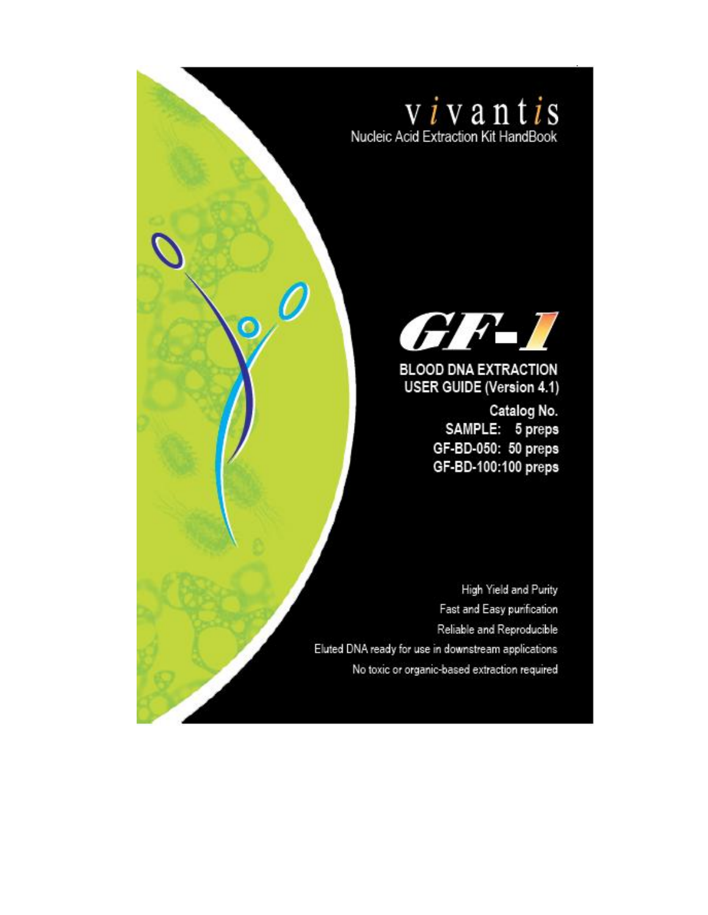# vivantis

Nucleic Acid Extraction Kit HandBook

# GF-1

## BLOOD DNA EXTRACTION USER GUIDE (Version 4.1)

Catalog No.
SAMPLE: 5 preps
GF-BD-050: 50 preps
GF-BD-100:100 preps

High Yield and Purity
Fast and Easy purification
Reliable and Reproducible
Eluted DNA ready for use in downstream applications
No toxic or organic-based extraction required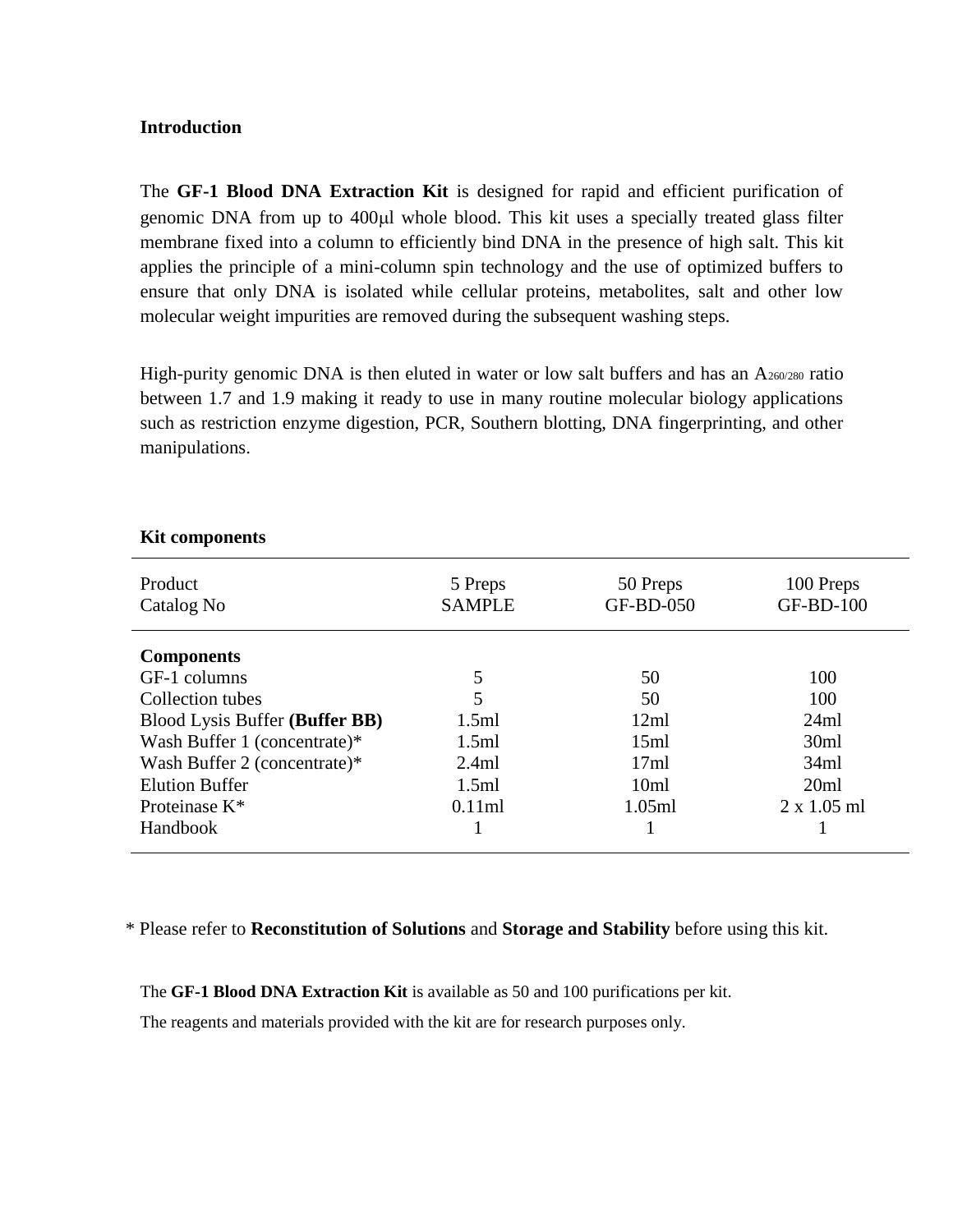## Introduction

The **GF-1 Blood DNA Extraction Kit** is designed for rapid and efficient purification of genomic DNA from up to 400μl whole blood. This kit uses a specially treated glass filter membrane fixed into a column to efficiently bind DNA in the presence of high salt. This kit applies the principle of a mini-column spin technology and the use of optimized buffers to ensure that only DNA is isolated while cellular proteins, metabolites, salt and other low molecular weight impurities are removed during the subsequent washing steps.

High-purity genomic DNA is then eluted in water or low salt buffers and has an $A_{260/280}$ ratio between 1.7 and 1.9 making it ready to use in many routine molecular biology applications such as restriction enzyme digestion, PCR, Southern blotting, DNA fingerprinting, and other manipulations.

## Kit components

| Product<br>Catalog No | 5 Preps<br>SAMPLE | 50 Preps<br>GF-BD-050 | 100 Preps<br>GF-BD-100 |
|---|---|---|---|
| **Components** | | | |
| GF-1 columns | 5 | 50 | 100 |
| Collection tubes | 5 | 50 | 100 |
| Blood Lysis Buffer **(Buffer BB)** | 1.5ml | 12ml | 24ml |
| Wash Buffer 1 (concentrate)* | 1.5ml | 15ml | 30ml |
| Wash Buffer 2 (concentrate)* | 2.4ml | 17ml | 34ml |
| Elution Buffer | 1.5ml | 10ml | 20ml |
| Proteinase K* | 0.11ml | 1.05ml | 2 x 1.05 ml |
| Handbook | 1 | 1 | 1 |

\* Please refer to **Reconstitution of Solutions** and **Storage and Stability** before using this kit.

The **GF-1 Blood DNA Extraction Kit** is available as 50 and 100 purifications per kit.

The reagents and materials provided with the kit are for research purposes only.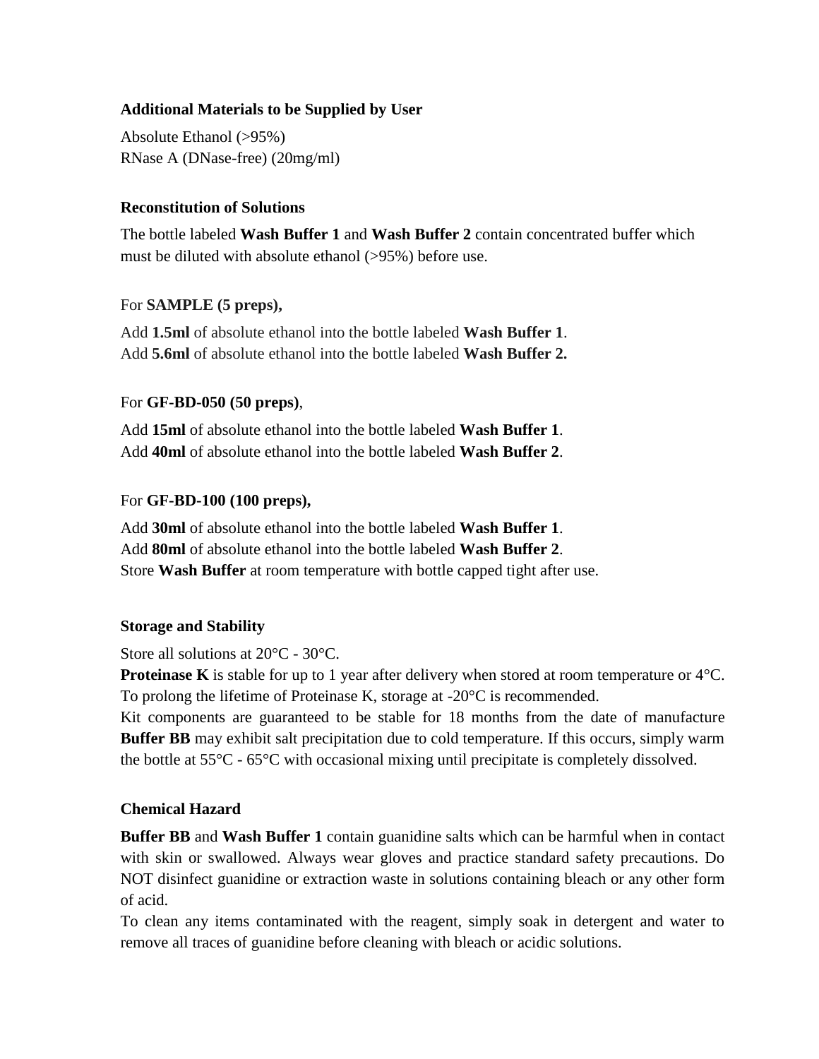**Additional Materials to be Supplied by User**

Absolute Ethanol (>95%)
RNase A (DNase-free) (20mg/ml)

**Reconstitution of Solutions**

The bottle labeled **Wash Buffer 1** and **Wash Buffer 2** contain concentrated buffer which must be diluted with absolute ethanol (>95%) before use.

For **SAMPLE (5 preps),**

Add **1.5ml** of absolute ethanol into the bottle labeled **Wash Buffer 1**.
Add **5.6ml** of absolute ethanol into the bottle labeled **Wash Buffer 2.**

For **GF-BD-050 (50 preps)**,

Add **15ml** of absolute ethanol into the bottle labeled **Wash Buffer 1**.
Add **40ml** of absolute ethanol into the bottle labeled **Wash Buffer 2**.

For **GF-BD-100 (100 preps),**

Add **30ml** of absolute ethanol into the bottle labeled **Wash Buffer 1**.
Add **80ml** of absolute ethanol into the bottle labeled **Wash Buffer 2**.
Store **Wash Buffer** at room temperature with bottle capped tight after use.

**Storage and Stability**

Store all solutions at 20°C - 30°C.
**Proteinase K** is stable for up to 1 year after delivery when stored at room temperature or 4°C. To prolong the lifetime of Proteinase K, storage at -20°C is recommended.
Kit components are guaranteed to be stable for 18 months from the date of manufacture **Buffer BB** may exhibit salt precipitation due to cold temperature. If this occurs, simply warm the bottle at 55°C - 65°C with occasional mixing until precipitate is completely dissolved.

**Chemical Hazard**

**Buffer BB** and **Wash Buffer 1** contain guanidine salts which can be harmful when in contact with skin or swallowed. Always wear gloves and practice standard safety precautions. Do NOT disinfect guanidine or extraction waste in solutions containing bleach or any other form of acid.
To clean any items contaminated with the reagent, simply soak in detergent and water to remove all traces of guanidine before cleaning with bleach or acidic solutions.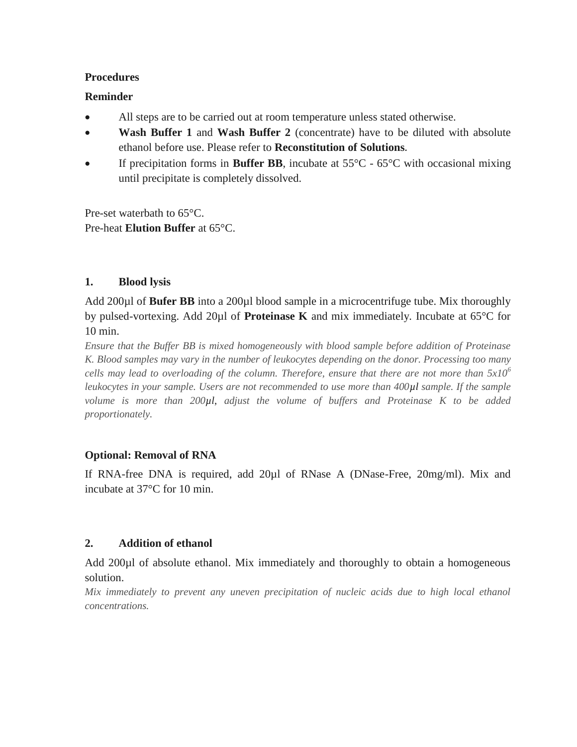**Procedures**

**Reminder**

- All steps are to be carried out at room temperature unless stated otherwise.
- **Wash Buffer 1** and **Wash Buffer 2** (concentrate) have to be diluted with absolute ethanol before use. Please refer to **Reconstitution of Solutions**.
- If precipitation forms in **Buffer BB**, incubate at 55°C - 65°C with occasional mixing until precipitate is completely dissolved.

Pre-set waterbath to 65°C.
Pre-heat **Elution Buffer** at 65°C.

**1. Blood lysis**

Add 200µl of **Bufer BB** into a 200µl blood sample in a microcentrifuge tube. Mix thoroughly by pulsed-vortexing. Add 20µl of **Proteinase K** and mix immediately. Incubate at 65°C for 10 min.

*Ensure that the Buffer BB is mixed homogeneously with blood sample before addition of Proteinase K. Blood samples may vary in the number of leukocytes depending on the donor. Processing too many cells may lead to overloading of the column. Therefore, ensure that there are not more than $5x10^6$ leukocytes in your sample. Users are not recommended to use more than 400µl sample. If the sample volume is more than 200µl, adjust the volume of buffers and Proteinase K to be added proportionately.*

**Optional: Removal of RNA**

If RNA-free DNA is required, add 20µl of RNase A (DNase-Free, 20mg/ml). Mix and incubate at 37°C for 10 min.

**2. Addition of ethanol**

Add 200µl of absolute ethanol. Mix immediately and thoroughly to obtain a homogeneous solution.

*Mix immediately to prevent any uneven precipitation of nucleic acids due to high local ethanol concentrations.*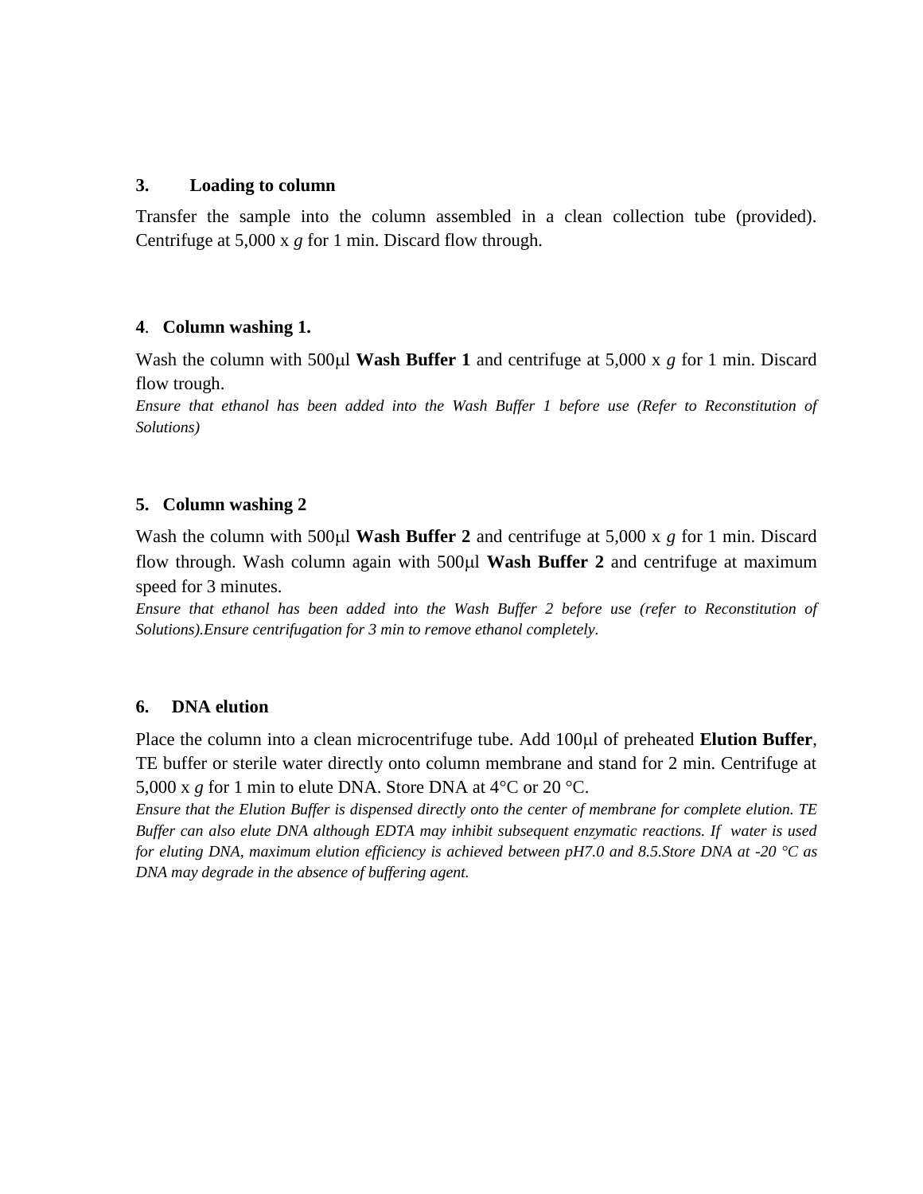### 3. Loading to column

Transfer the sample into the column assembled in a clean collection tube (provided). Centrifuge at 5,000 x *g* for 1 min. Discard flow through.

### 4. Column washing 1.

Wash the column with 500μl **Wash Buffer 1** and centrifuge at 5,000 x *g* for 1 min. Discard flow trough.

*Ensure that ethanol has been added into the Wash Buffer 1 before use (Refer to Reconstitution of Solutions)*

### 5. Column washing 2

Wash the column with 500μl **Wash Buffer 2** and centrifuge at 5,000 x *g* for 1 min. Discard flow through. Wash column again with 500μl **Wash Buffer 2** and centrifuge at maximum speed for 3 minutes.

*Ensure that ethanol has been added into the Wash Buffer 2 before use (refer to Reconstitution of Solutions).Ensure centrifugation for 3 min to remove ethanol completely.*

### 6. DNA elution

Place the column into a clean microcentrifuge tube. Add 100μl of preheated **Elution Buffer**, TE buffer or sterile water directly onto column membrane and stand for 2 min. Centrifuge at 5,000 x *g* for 1 min to elute DNA. Store DNA at 4°C or 20 °C.

*Ensure that the Elution Buffer is dispensed directly onto the center of membrane for complete elution. TE Buffer can also elute DNA although EDTA may inhibit subsequent enzymatic reactions. If water is used for eluting DNA, maximum elution efficiency is achieved between pH7.0 and 8.5.Store DNA at -20 °C as DNA may degrade in the absence of buffering agent.*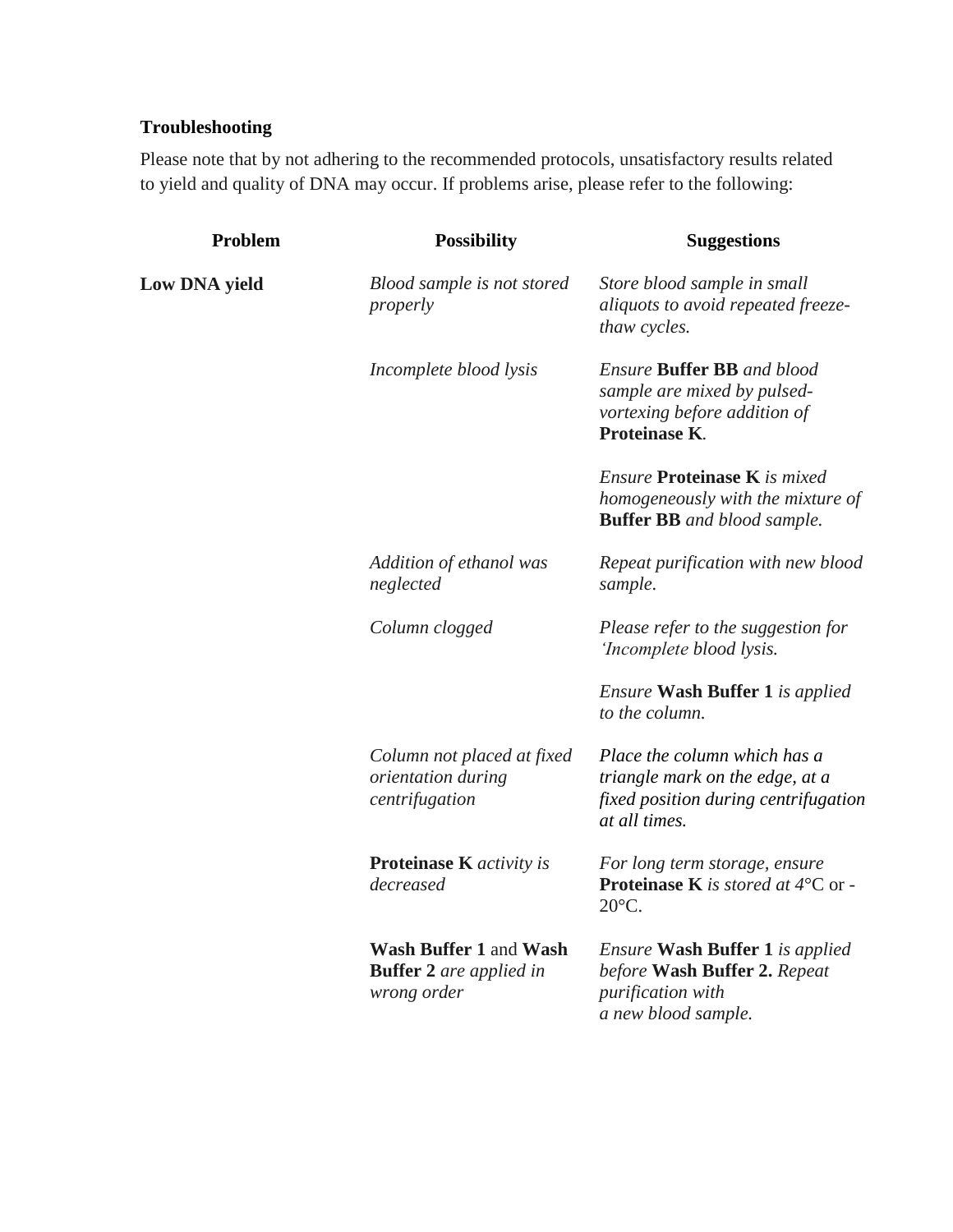**Troubleshooting**

Please note that by not adhering to the recommended protocols, unsatisfactory results related to yield and quality of DNA may occur. If problems arise, please refer to the following:

| Problem | Possibility | Suggestions |
|---|---|---|
| **Low DNA yield** | *Blood sample is not stored properly* | *Store blood sample in small aliquots to avoid repeated freeze-thaw cycles.* |
| | *Incomplete blood lysis* | *Ensure* **Buffer BB** *and blood sample are mixed by pulsed-vortexing before addition of* **Proteinase K**. |
| | | *Ensure* **Proteinase K** *is mixed homogeneously with the mixture of* **Buffer BB** *and blood sample.* |
| | *Addition of ethanol was neglected* | *Repeat purification with new blood sample.* |
| | *Column clogged* | *Please refer to the suggestion for 'Incomplete* blood lysis. |
| | | *Ensure* **Wash Buffer 1** *is applied to the column.* |
| | *Column not placed at fixed orientation during centrifugation* | *Place the column which has a triangle mark on the edge, at a fixed position during centrifugation at all times.* |
| | **Proteinase K** *activity is decreased* | *For long term storage, ensure* **Proteinase K** *is stored at 4*°C or -20°C. |
| | **Wash Buffer 1** and **Wash Buffer 2** *are applied in wrong order* | *Ensure* **Wash Buffer 1** *is applied before* **Wash Buffer 2.** *Repeat purification with a new blood sample.* |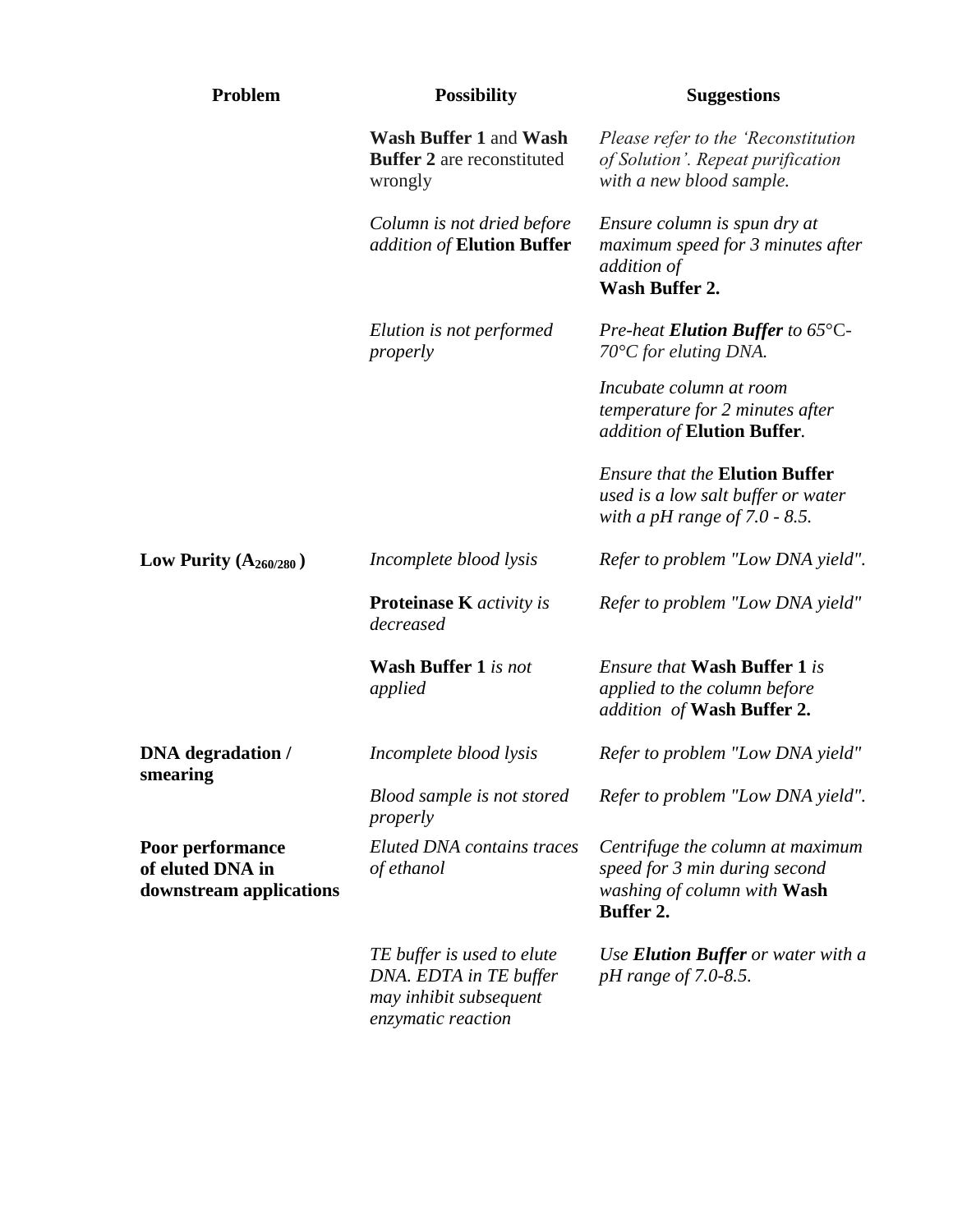| Problem | Possibility | Suggestions |
|---|---|---|
| | **Wash Buffer 1** and **Wash Buffer 2** are reconstituted wrongly | *Please refer to the 'Reconstitution of Solution'. Repeat purification with a new blood sample.* |
| | *Column is not dried before addition of* **Elution Buffer** | *Ensure column is spun dry at maximum speed for 3 minutes after addition of* **Wash Buffer 2.** |
| | *Elution is not performed properly* | *Pre-heat **Elution Buffer** to 65°C-70°C for eluting DNA.*<br><br>*Incubate column at room temperature for 2 minutes after addition of* **Elution Buffer**.<br><br>*Ensure that the* **Elution Buffer** *used is a low salt buffer or water with a pH range of 7.0 - 8.5.* |
| **Low Purity ($A_{260/280}$)** | *Incomplete blood lysis* | *Refer to problem "Low DNA yield".* |
| | **Proteinase K** *activity is decreased* | *Refer to problem "Low DNA yield"* |
| | **Wash Buffer 1** *is not applied* | *Ensure that* **Wash Buffer 1** *is applied to the column before addition of* **Wash Buffer 2.** |
| **DNA degradation / smearing** | *Incomplete blood lysis* | *Refer to problem "Low DNA yield"* |
| | *Blood sample is not stored properly* | *Refer to problem "Low DNA yield".* |
| **Poor performance of eluted DNA in downstream applications** | *Eluted DNA contains traces of ethanol* | *Centrifuge the column at maximum speed for 3 min during second washing of column with* **Wash Buffer 2.** |
| | *TE buffer is used to elute DNA. EDTA in TE buffer may inhibit subsequent enzymatic reaction* | *Use **Elution Buffer** or water with a pH range of 7.0-8.5.* |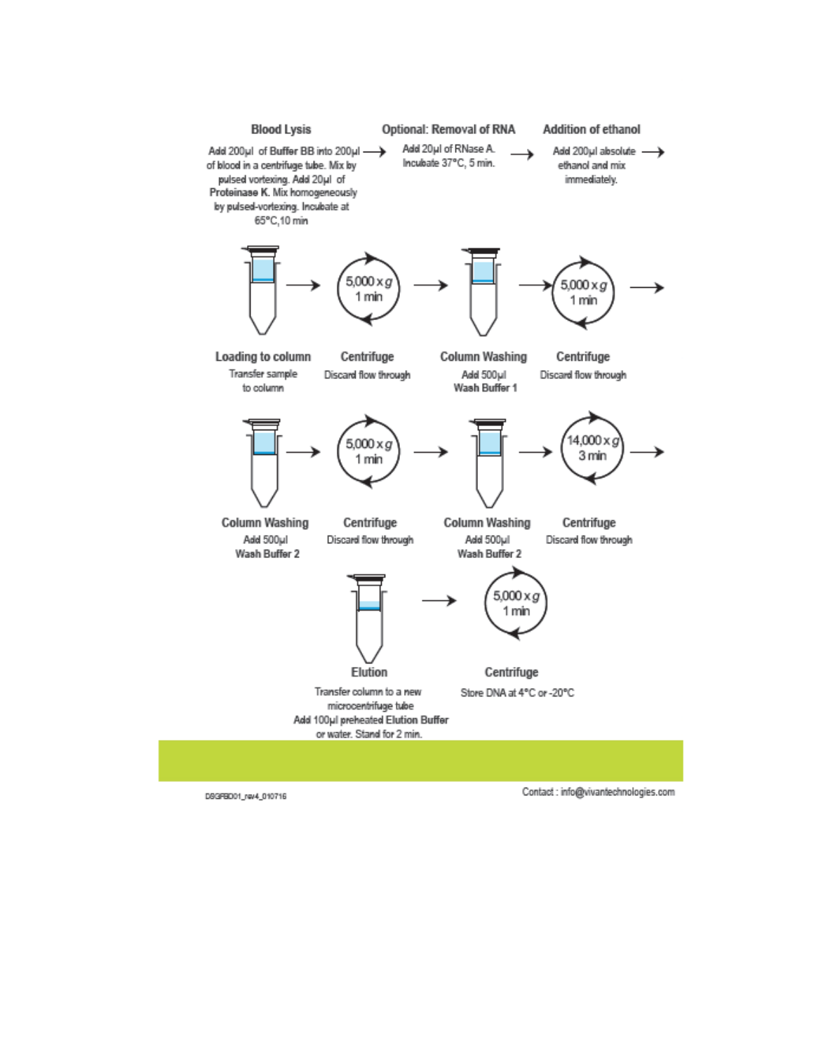**Blood Lysis**

Add 200µl of **Buffer BB** into 200µl of blood in a centrifuge tube. Mix by pulsed vortexing. Add 20µl of **Proteinase K**. Mix homogeneously by pulsed-vortexing. Incubate at 65°C, 10 min

→

**Optional: Removal of RNA**

Add 20µl of RNase A. Incubate 37°C, 5 min.

→

**Addition of ethanol**

Add 200µl absolute ethanol and mix immediately.

→

**Loading to column**

Transfer sample to column

→

5,000 x *g*
1 min

**Centrifuge**

Discard flow through

→

**Column Washing**

Add 500µl
**Wash Buffer 1**

→

5,000 x *g*
1 min

**Centrifuge**

Discard flow through

→

**Column Washing**

Add 500µl
**Wash Buffer 2**

→

5,000 x *g*
1 min

**Centrifuge**

Discard flow through

→

**Column Washing**

Add 500µl
**Wash Buffer 2**

→

14,000 x *g*
3 min

**Centrifuge**

Discard flow through

→

**Elution**

Transfer column to a new microcentrifuge tube
Add 100µl preheated **Elution Buffer** or water. Stand for 2 min.

→

5,000 x *g*
1 min

**Centrifuge**

Store DNA at 4°C or -20°C

DSGFBD01_rev4_010716

Contact : info@vivantechnologies.com